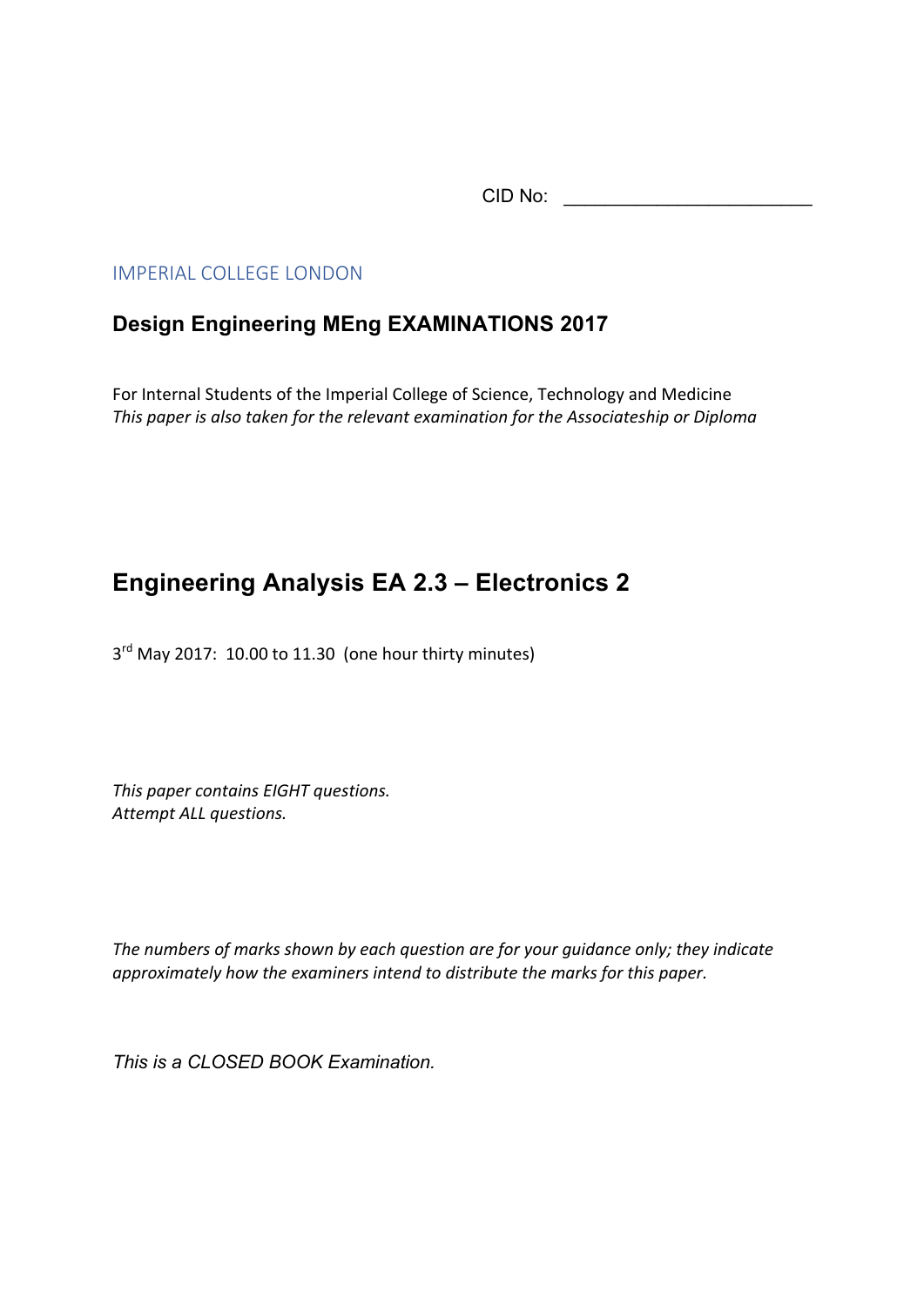CID No: \_\_\_\_\_\_\_\_\_\_\_\_\_\_\_\_\_\_\_\_\_\_\_\_

IMPERIAL COLLEGE LONDON

## Design Engineering MEng EXAMINATIONS 2017

For Internal Students of the Imperial College of Science, Technology and Medicine
*This paper is also taken for the relevant examination for the Associateship or Diploma*

# Engineering Analysis EA 2.3 – Electronics 2

3rd May 2017: 10.00 to 11.30 (one hour thirty minutes)

*This paper contains EIGHT questions.*
*Attempt ALL questions.*

*The numbers of marks shown by each question are for your guidance only; they indicate approximately how the examiners intend to distribute the marks for this paper.*

*This is a CLOSED BOOK Examination.*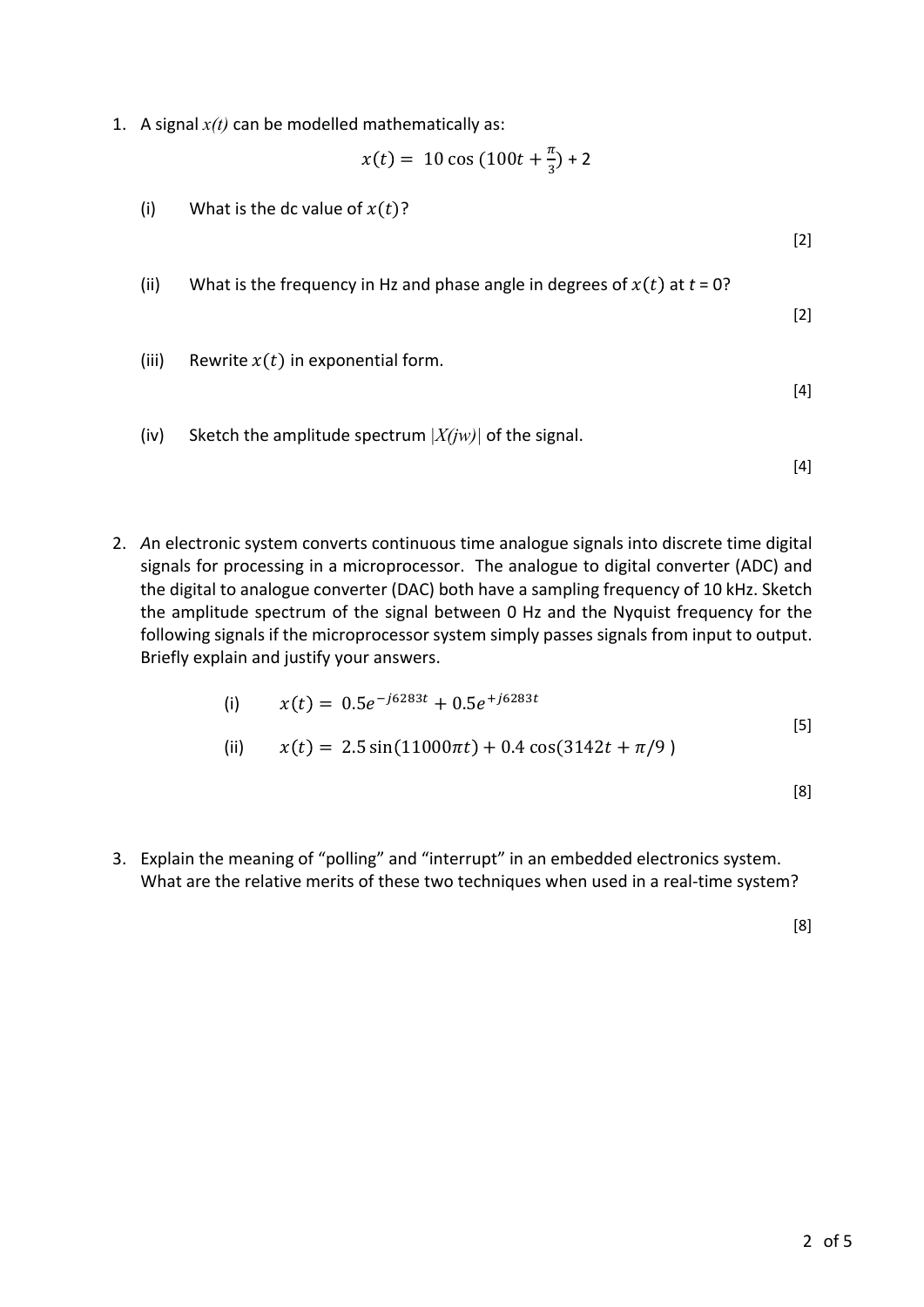1. A signal $x(t)$ can be modelled mathematically as:

$$x(t) = 10\cos\left(100t + \frac{\pi}{3}\right) + 2$$

   (i) What is the dc value of $x(t)$?

   [2]

   (ii) What is the frequency in Hz and phase angle in degrees of $x(t)$ at $t = 0$?

   [2]

   (iii) Rewrite $x(t)$ in exponential form.

   [4]

   (iv) Sketch the amplitude spectrum $|X(jw)|$ of the signal.

   [4]

2. *A*n electronic system converts continuous time analogue signals into discrete time digital signals for processing in a microprocessor. The analogue to digital converter (ADC) and the digital to analogue converter (DAC) both have a sampling frequency of 10 kHz. Sketch the amplitude spectrum of the signal between 0 Hz and the Nyquist frequency for the following signals if the microprocessor system simply passes signals from input to output. Briefly explain and justify your answers.

   (i) $x(t) = 0.5e^{-j6283t} + 0.5e^{+j6283t}$

   [5]

   (ii) $x(t) = 2.5\sin(11000\pi t) + 0.4\cos(3142t + \pi/9)$

   [8]

3. Explain the meaning of "polling" and "interrupt" in an embedded electronics system. What are the relative merits of these two techniques when used in a real-time system?

   [8]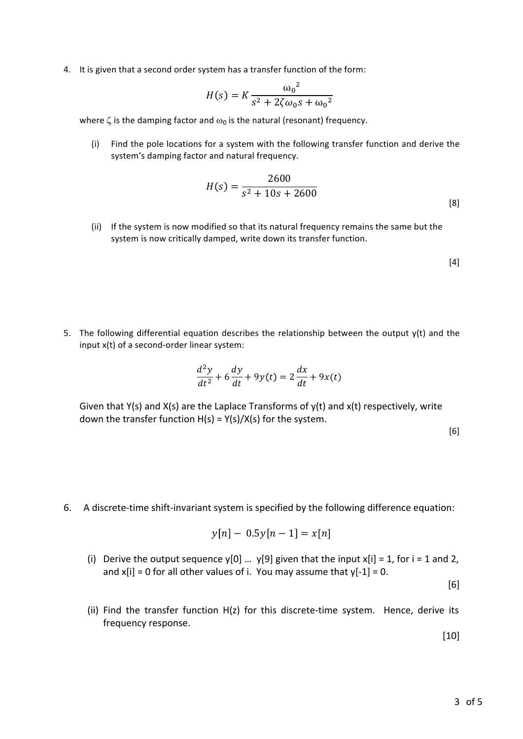4. It is given that a second order system has a transfer function of the form:

$$H(s) = K\frac{\omega_0^2}{s^2 + 2\zeta\omega_0 s + \omega_0^2}$$

where $\zeta$ is the damping factor and $\omega_0$ is the natural (resonant) frequency.

(i) Find the pole locations for a system with the following transfer function and derive the system's damping factor and natural frequency.

$$H(s) = \frac{2600}{s^2 + 10s + 2600}$$

[8]

(ii) If the system is now modified so that its natural frequency remains the same but the system is now critically damped, write down its transfer function.

[4]

5. The following differential equation describes the relationship between the output y(t) and the input x(t) of a second-order linear system:

$$\frac{d^2y}{dt^2} + 6\frac{dy}{dt} + 9y(t) = 2\frac{dx}{dt} + 9x(t)$$

Given that Y(s) and X(s) are the Laplace Transforms of y(t) and x(t) respectively, write down the transfer function H(s) = Y(s)/X(s) for the system.

[6]

6. A discrete-time shift-invariant system is specified by the following difference equation:

$$y[n] - 0.5y[n-1] = x[n]$$

(i) Derive the output sequence y[0] … y[9] given that the input x[i] = 1, for i = 1 and 2, and x[i] = 0 for all other values of i. You may assume that y[-1] = 0.

[6]

(ii) Find the transfer function H(z) for this discrete-time system. Hence, derive its frequency response.

[10]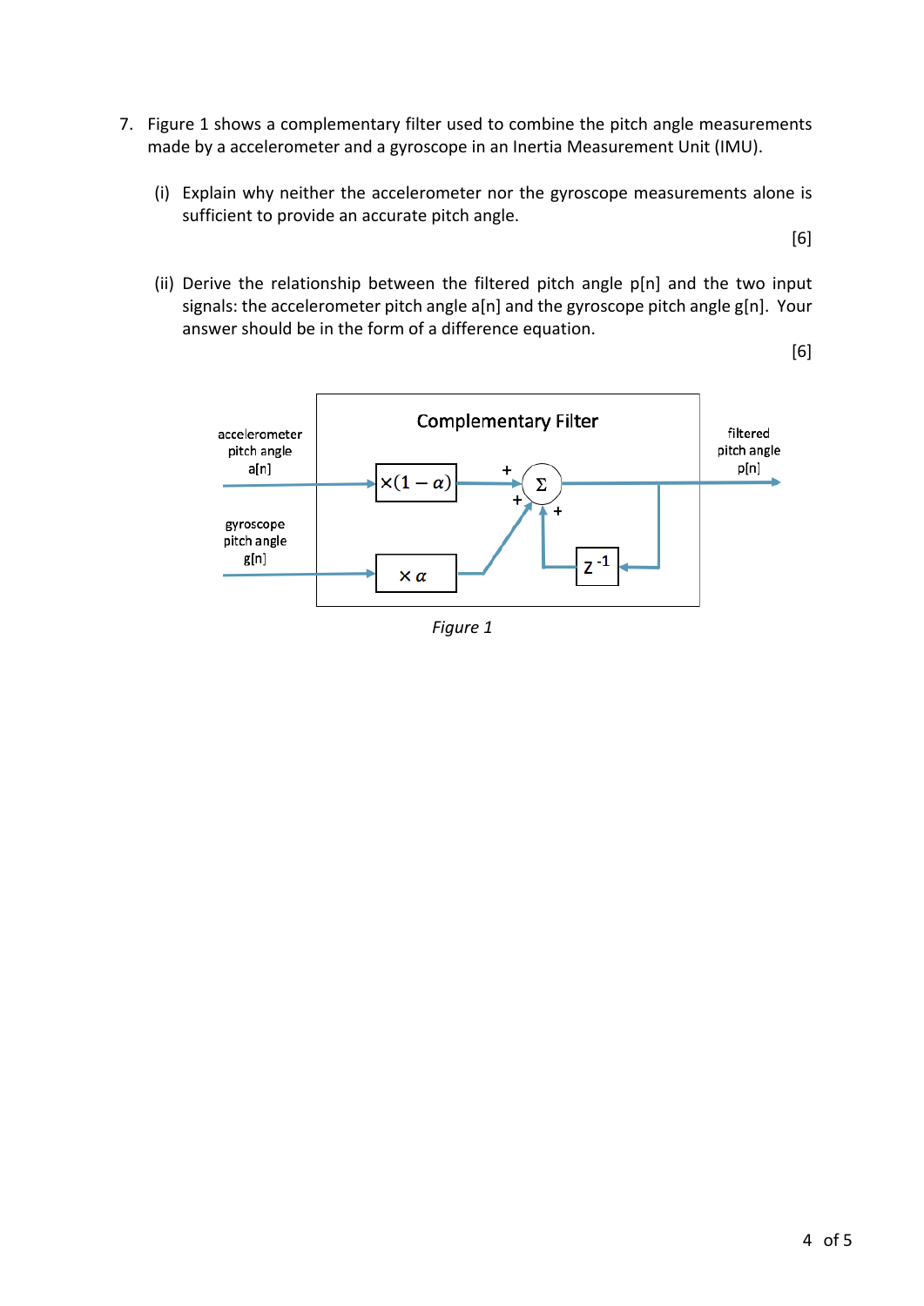7. Figure 1 shows a complementary filter used to combine the pitch angle measurements made by a accelerometer and a gyroscope in an Inertia Measurement Unit (IMU).

   (i) Explain why neither the accelerometer nor the gyroscope measurements alone is sufficient to provide an accurate pitch angle.

   [6]

   (ii) Derive the relationship between the filtered pitch angle p[n] and the two input signals: the accelerometer pitch angle a[n] and the gyroscope pitch angle g[n]. Your answer should be in the form of a difference equation.

   [6]

*Figure 1*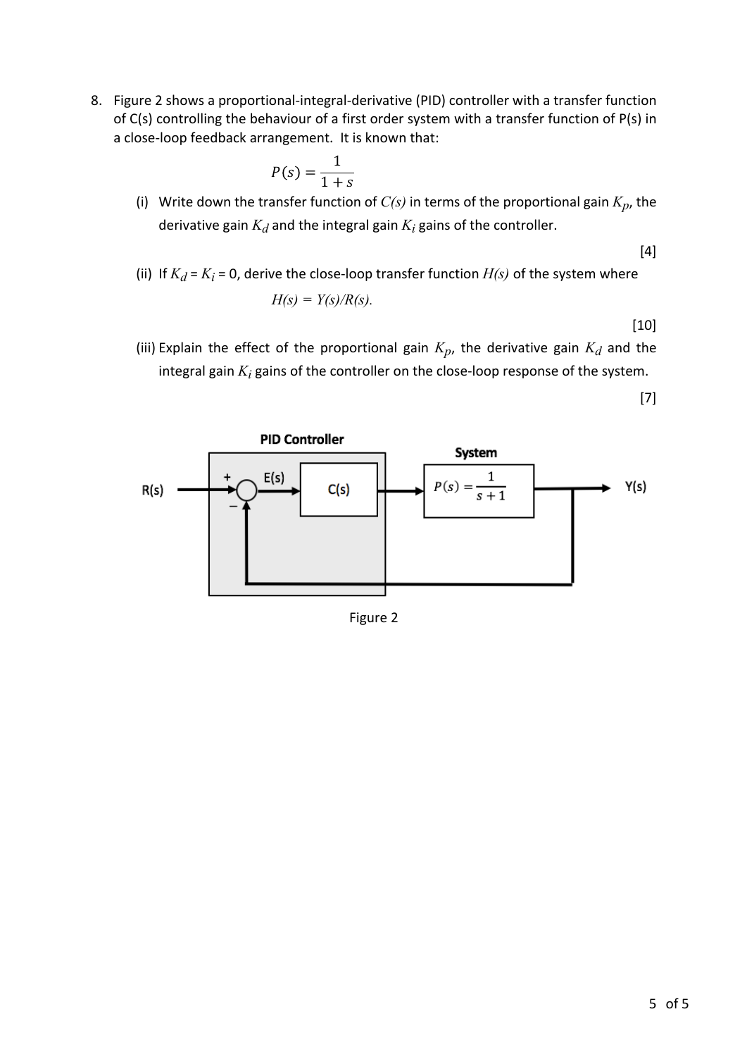8. Figure 2 shows a proportional-integral-derivative (PID) controller with a transfer function of C(s) controlling the behaviour of a first order system with a transfer function of P(s) in a close-loop feedback arrangement. It is known that:

$$P(s) = \frac{1}{1+s}$$

   (i) Write down the transfer function of $C(s)$ in terms of the proportional gain $K_p$, the derivative gain $K_d$ and the integral gain $K_i$ gains of the controller.

[4]

   (ii) If $K_d = K_i = 0$, derive the close-loop transfer function $H(s)$ of the system where

$$H(s) = Y(s)/R(s).$$

[10]

   (iii) Explain the effect of the proportional gain $K_p$, the derivative gain $K_d$ and the integral gain $K_i$ gains of the controller on the close-loop response of the system.

[7]

PID Controller

System

R(s)

+

−

E(s)

C(s)

$P(s) = \frac{1}{s+1}$

Y(s)

Figure 2